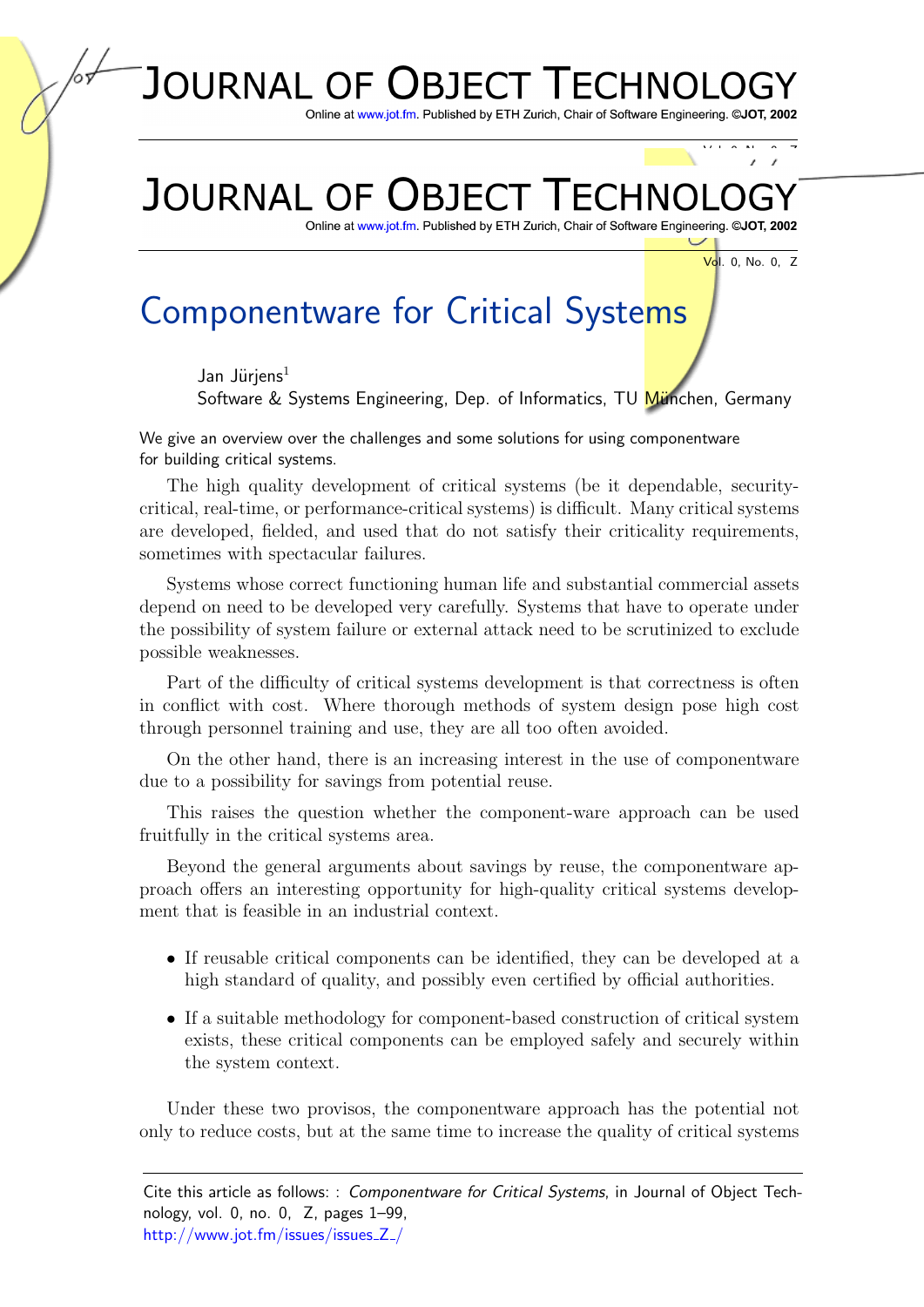# Componentware for Critical Systems

Jan Jürjens[1]
Software & Systems Engineering, Dep. of Informatics, TU München, Germany

We give an overview over the challenges and some solutions for using componentware for building critical systems.

The high quality development of critical systems (be it dependable, security-critical, real-time, or performance-critical systems) is difficult. Many critical systems are developed, fielded, and used that do not satisfy their criticality requirements, sometimes with spectacular failures.

Systems whose correct functioning human life and substantial commercial assets depend on need to be developed very carefully. Systems that have to operate under the possibility of system failure or external attack need to be scrutinized to exclude possible weaknesses.

Part of the difficulty of critical systems development is that correctness is often in conflict with cost. Where thorough methods of system design pose high cost through personnel training and use, they are all too often avoided.

On the other hand, there is an increasing interest in the use of componentware due to a possibility for savings from potential reuse.

This raises the question whether the component-ware approach can be used fruitfully in the critical systems area.

Beyond the general arguments about savings by reuse, the componentware approach offers an interesting opportunity for high-quality critical systems development that is feasible in an industrial context.

- If reusable critical components can be identified, they can be developed at a high standard of quality, and possibly even certified by official authorities.
- If a suitable methodology for component-based construction of critical system exists, these critical components can be employed safely and securely within the system context.

Under these two provisos, the componentware approach has the potential not only to reduce costs, but at the same time to increase the quality of critical systems

Cite this article as follows: : *Componentware for Critical Systems*, in Journal of Object Technology, vol. 0, no. 0, Z, pages 1–99,
http://www.jot.fm/issues/issues_Z_/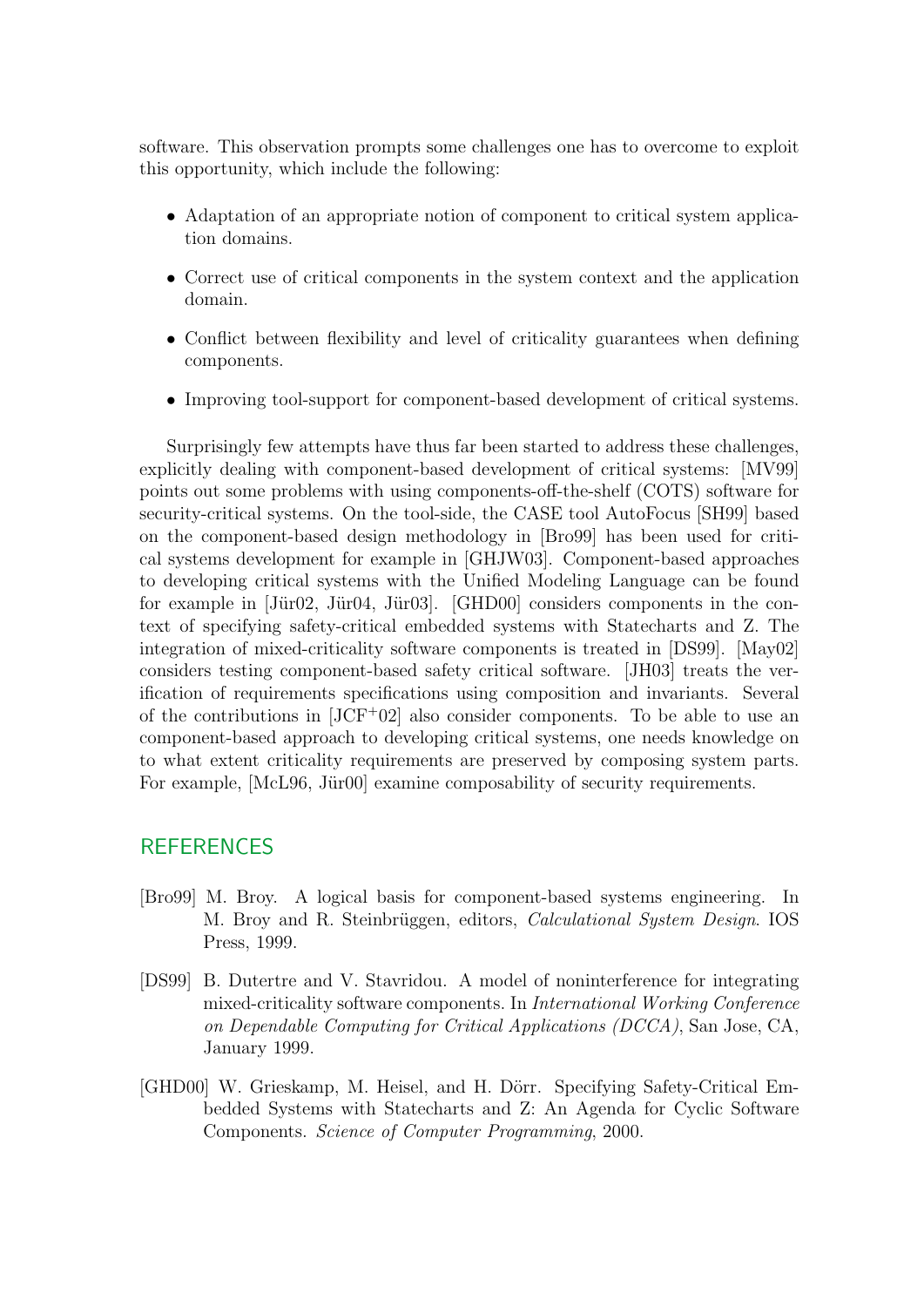software. This observation prompts some challenges one has to overcome to exploit this opportunity, which include the following:

- Adaptation of an appropriate notion of component to critical system application domains.
- Correct use of critical components in the system context and the application domain.
- Conflict between flexibility and level of criticality guarantees when defining components.
- Improving tool-support for component-based development of critical systems.

Surprisingly few attempts have thus far been started to address these challenges, explicitly dealing with component-based development of critical systems: [MV99] points out some problems with using components-off-the-shelf (COTS) software for security-critical systems. On the tool-side, the CASE tool AutoFocus [SH99] based on the component-based design methodology in [Bro99] has been used for critical systems development for example in [GHJW03]. Component-based approaches to developing critical systems with the Unified Modeling Language can be found for example in [Jür02, Jür04, Jür03]. [GHD00] considers components in the context of specifying safety-critical embedded systems with Statecharts and Z. The integration of mixed-criticality software components is treated in [DS99]. [May02] considers testing component-based safety critical software. [JH03] treats the verification of requirements specifications using composition and invariants. Several of the contributions in [JCF+02] also consider components. To be able to use an component-based approach to developing critical systems, one needs knowledge on to what extent criticality requirements are preserved by composing system parts. For example, [McL96, Jür00] examine composability of security requirements.

## REFERENCES

[Bro99] M. Broy. A logical basis for component-based systems engineering. In M. Broy and R. Steinbrüggen, editors, *Calculational System Design*. IOS Press, 1999.

[DS99] B. Dutertre and V. Stavridou. A model of noninterference for integrating mixed-criticality software components. In *International Working Conference on Dependable Computing for Critical Applications (DCCA)*, San Jose, CA, January 1999.

[GHD00] W. Grieskamp, M. Heisel, and H. Dörr. Specifying Safety-Critical Embedded Systems with Statecharts and Z: An Agenda for Cyclic Software Components. *Science of Computer Programming*, 2000.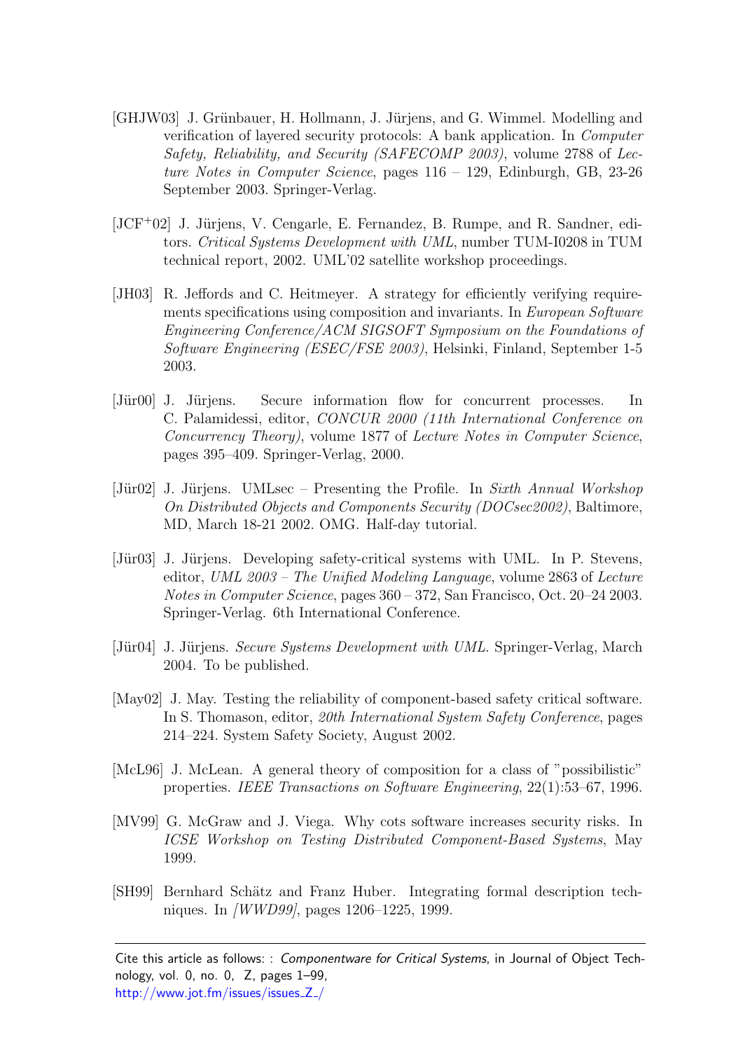[GHJW03] J. Grünbauer, H. Hollmann, J. Jürjens, and G. Wimmel. Modelling and verification of layered security protocols: A bank application. In *Computer Safety, Reliability, and Security (SAFECOMP 2003)*, volume 2788 of *Lecture Notes in Computer Science*, pages 116 – 129, Edinburgh, GB, 23-26 September 2003. Springer-Verlag.

[JCF+02] J. Jürjens, V. Cengarle, E. Fernandez, B. Rumpe, and R. Sandner, editors. *Critical Systems Development with UML*, number TUM-I0208 in TUM technical report, 2002. UML'02 satellite workshop proceedings.

[JH03] R. Jeffords and C. Heitmeyer. A strategy for efficiently verifying requirements specifications using composition and invariants. In *European Software Engineering Conference/ACM SIGSOFT Symposium on the Foundations of Software Engineering (ESEC/FSE 2003)*, Helsinki, Finland, September 1-5 2003.

[Jür00] J. Jürjens. Secure information flow for concurrent processes. In C. Palamidessi, editor, *CONCUR 2000 (11th International Conference on Concurrency Theory)*, volume 1877 of *Lecture Notes in Computer Science*, pages 395–409. Springer-Verlag, 2000.

[Jür02] J. Jürjens. UMLsec – Presenting the Profile. In *Sixth Annual Workshop On Distributed Objects and Components Security (DOCsec2002)*, Baltimore, MD, March 18-21 2002. OMG. Half-day tutorial.

[Jür03] J. Jürjens. Developing safety-critical systems with UML. In P. Stevens, editor, *UML 2003 – The Unified Modeling Language*, volume 2863 of *Lecture Notes in Computer Science*, pages 360 – 372, San Francisco, Oct. 20–24 2003. Springer-Verlag. 6th International Conference.

[Jür04] J. Jürjens. *Secure Systems Development with UML*. Springer-Verlag, March 2004. To be published.

[May02] J. May. Testing the reliability of component-based safety critical software. In S. Thomason, editor, *20th International System Safety Conference*, pages 214–224. System Safety Society, August 2002.

[McL96] J. McLean. A general theory of composition for a class of "possibilistic" properties. *IEEE Transactions on Software Engineering*, 22(1):53–67, 1996.

[MV99] G. McGraw and J. Viega. Why cots software increases security risks. In *ICSE Workshop on Testing Distributed Component-Based Systems*, May 1999.

[SH99] Bernhard Schätz and Franz Huber. Integrating formal description techniques. In *[WWD99]*, pages 1206–1225, 1999.

Cite this article as follows: : *Componentware for Critical Systems*, in Journal of Object Technology, vol. 0, no. 0, Z, pages 1–99,
http://www.jot.fm/issues/issues_Z_/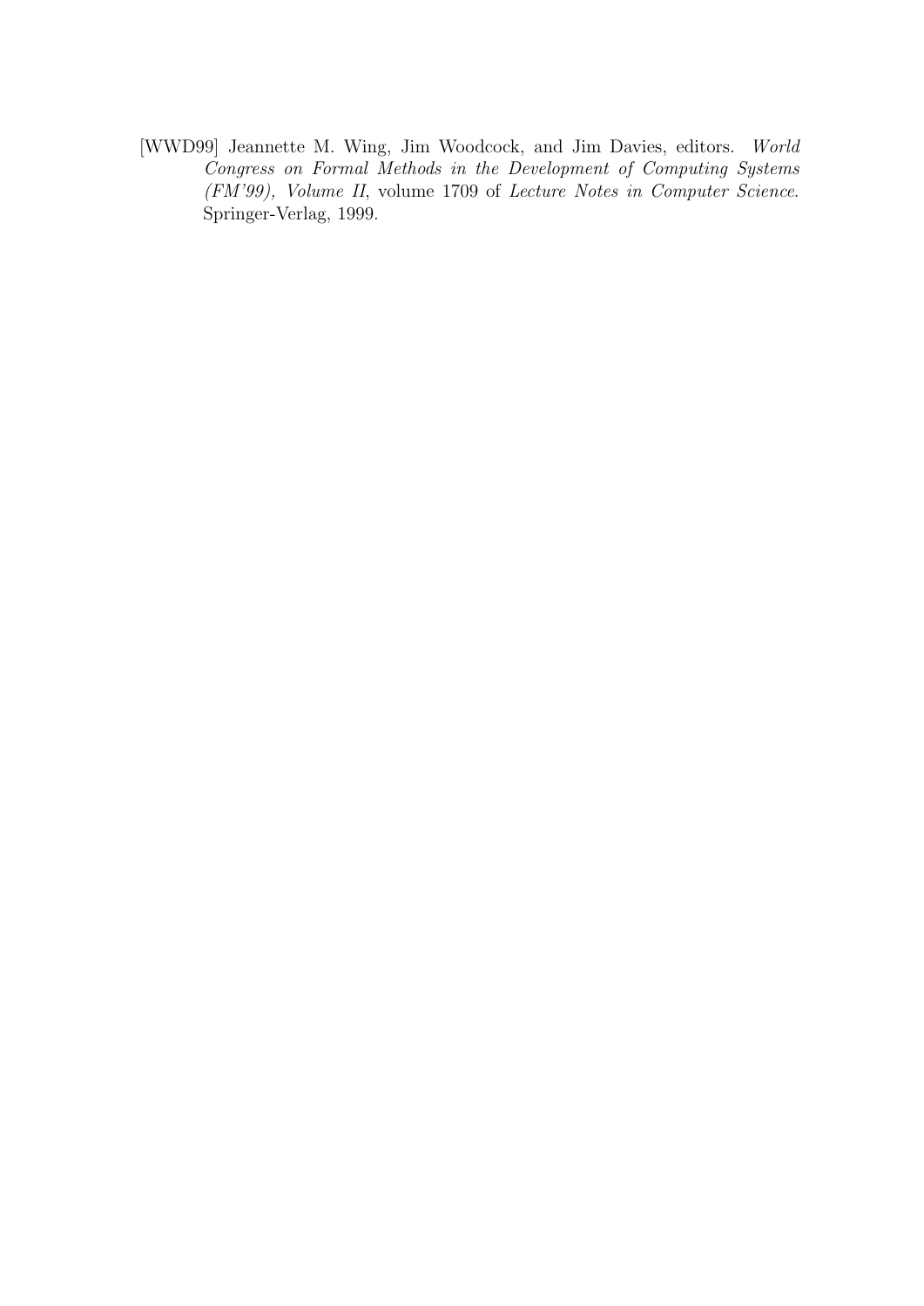[WWD99] Jeannette M. Wing, Jim Woodcock, and Jim Davies, editors. *World Congress on Formal Methods in the Development of Computing Systems (FM'99), Volume II*, volume 1709 of *Lecture Notes in Computer Science*. Springer-Verlag, 1999.